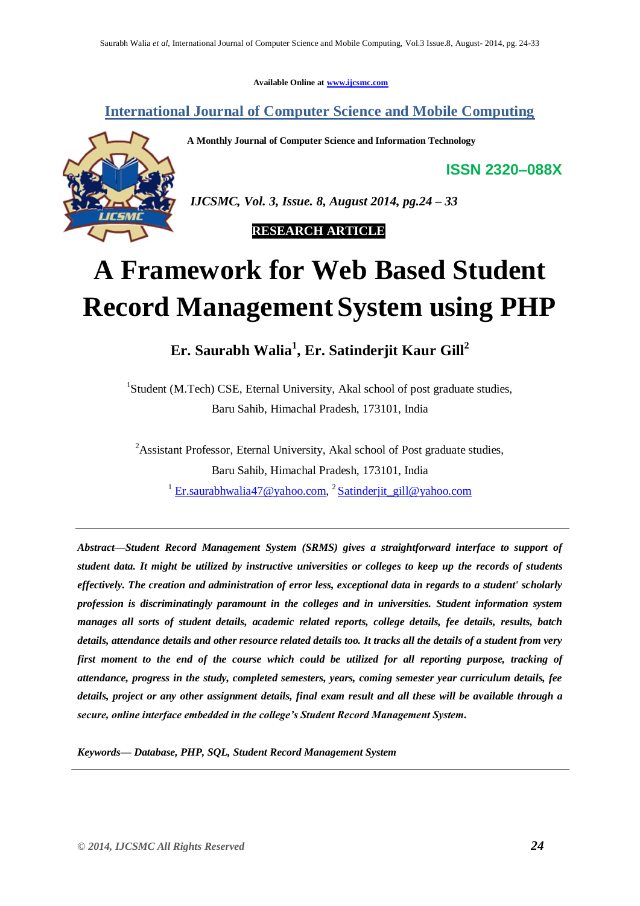Available Online at www.ijcsmc.com

**International Journal of Computer Science and Mobile Computing**

**A Monthly Journal of Computer Science and Information Technology**

**ISSN 2320–088X**

***IJCSMC, Vol. 3, Issue. 8, August 2014, pg.24 – 33***

**RESEARCH ARTICLE**

# A Framework for Web Based Student Record Management System using PHP

**Er. Saurabh Walia[1], Er. Satinderjit Kaur Gill[2]**

[1]Student (M.Tech) CSE, Eternal University, Akal school of post graduate studies, Baru Sahib, Himachal Pradesh, 173101, India

[2]Assistant Professor, Eternal University, Akal school of Post graduate studies, Baru Sahib, Himachal Pradesh, 173101, India

[1] Er.saurabhwalia47@yahoo.com, [2] Satinderjit_gill@yahoo.com

---

***Abstract—Student Record Management System (SRMS) gives a straightforward interface to support of student data. It might be utilized by instructive universities or colleges to keep up the records of students effectively. The creation and administration of error less, exceptional data in regards to a student' scholarly profession is discriminatingly paramount in the colleges and in universities. Student information system manages all sorts of student details, academic related reports, college details, fee details, results, batch details, attendance details and other resource related details too. It tracks all the details of a student from very first moment to the end of the course which could be utilized for all reporting purpose, tracking of attendance, progress in the study, completed semesters, years, coming semester year curriculum details, fee details, project or any other assignment details, final exam result and all these will be available through a secure, online interface embedded in the college's Student Record Management System.***

***Keywords— Database, PHP, SQL, Student Record Management System***

---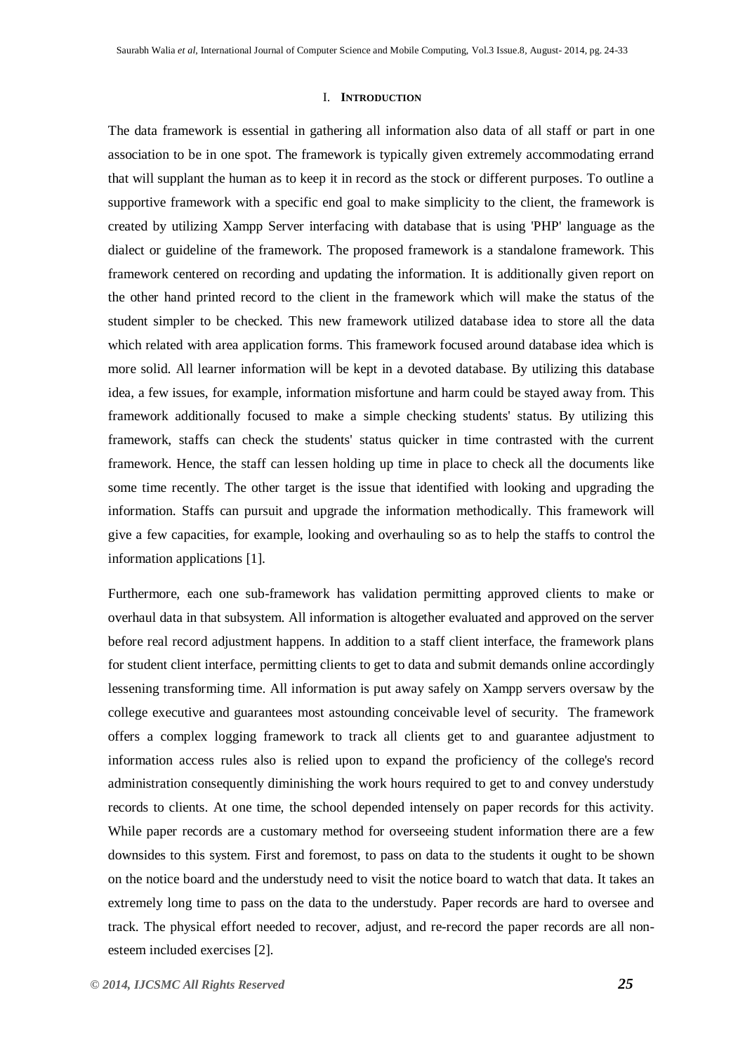## I. INTRODUCTION

The data framework is essential in gathering all information also data of all staff or part in one association to be in one spot. The framework is typically given extremely accommodating errand that will supplant the human as to keep it in record as the stock or different purposes. To outline a supportive framework with a specific end goal to make simplicity to the client, the framework is created by utilizing Xampp Server interfacing with database that is using 'PHP' language as the dialect or guideline of the framework. The proposed framework is a standalone framework. This framework centered on recording and updating the information. It is additionally given report on the other hand printed record to the client in the framework which will make the status of the student simpler to be checked. This new framework utilized database idea to store all the data which related with area application forms. This framework focused around database idea which is more solid. All learner information will be kept in a devoted database. By utilizing this database idea, a few issues, for example, information misfortune and harm could be stayed away from. This framework additionally focused to make a simple checking students' status. By utilizing this framework, staffs can check the students' status quicker in time contrasted with the current framework. Hence, the staff can lessen holding up time in place to check all the documents like some time recently. The other target is the issue that identified with looking and upgrading the information. Staffs can pursuit and upgrade the information methodically. This framework will give a few capacities, for example, looking and overhauling so as to help the staffs to control the information applications [1].

Furthermore, each one sub-framework has validation permitting approved clients to make or overhaul data in that subsystem. All information is altogether evaluated and approved on the server before real record adjustment happens. In addition to a staff client interface, the framework plans for student client interface, permitting clients to get to data and submit demands online accordingly lessening transforming time. All information is put away safely on Xampp servers oversaw by the college executive and guarantees most astounding conceivable level of security. The framework offers a complex logging framework to track all clients get to and guarantee adjustment to information access rules also is relied upon to expand the proficiency of the college's record administration consequently diminishing the work hours required to get to and convey understudy records to clients. At one time, the school depended intensely on paper records for this activity. While paper records are a customary method for overseeing student information there are a few downsides to this system. First and foremost, to pass on data to the students it ought to be shown on the notice board and the understudy need to visit the notice board to watch that data. It takes an extremely long time to pass on the data to the understudy. Paper records are hard to oversee and track. The physical effort needed to recover, adjust, and re-record the paper records are all non-esteem included exercises [2].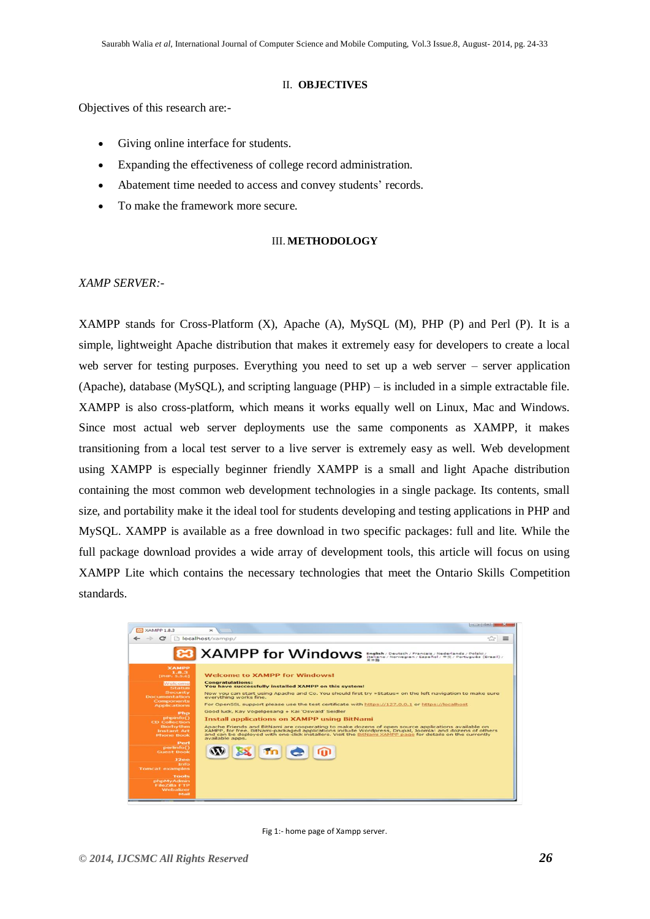## II. OBJECTIVES

Objectives of this research are:-

- Giving online interface for students.
- Expanding the effectiveness of college record administration.
- Abatement time needed to access and convey students' records.
- To make the framework more secure.

## III. METHODOLOGY

*XAMP SERVER:-*

XAMPP stands for Cross-Platform (X), Apache (A), MySQL (M), PHP (P) and Perl (P). It is a simple, lightweight Apache distribution that makes it extremely easy for developers to create a local web server for testing purposes. Everything you need to set up a web server – server application (Apache), database (MySQL), and scripting language (PHP) – is included in a simple extractable file. XAMPP is also cross-platform, which means it works equally well on Linux, Mac and Windows. Since most actual web server deployments use the same components as XAMPP, it makes transitioning from a local test server to a live server is extremely easy as well. Web development using XAMPP is especially beginner friendly XAMPP is a small and light Apache distribution containing the most common web development technologies in a single package. Its contents, small size, and portability make it the ideal tool for students developing and testing applications in PHP and MySQL. XAMPP is available as a free download in two specific packages: full and lite. While the full package download provides a wide array of development tools, this article will focus on using XAMPP Lite which contains the necessary technologies that meet the Ontario Skills Competition standards.

Fig 1:- home page of Xampp server.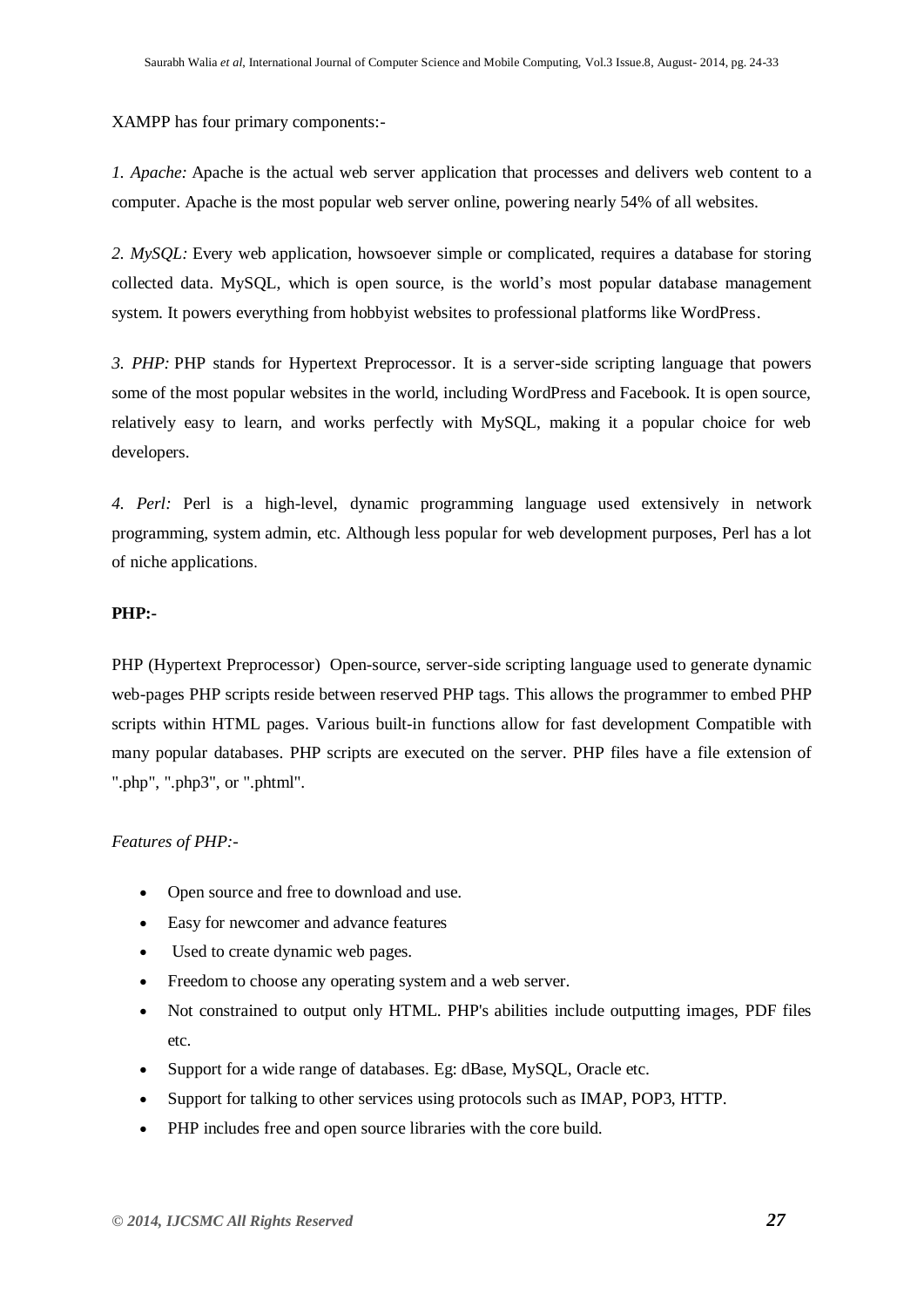XAMPP has four primary components:-

*1. Apache:* Apache is the actual web server application that processes and delivers web content to a computer. Apache is the most popular web server online, powering nearly 54% of all websites.

*2. MySQL:* Every web application, howsoever simple or complicated, requires a database for storing collected data. MySQL, which is open source, is the world's most popular database management system. It powers everything from hobbyist websites to professional platforms like WordPress.

*3. PHP:* PHP stands for Hypertext Preprocessor. It is a server-side scripting language that powers some of the most popular websites in the world, including WordPress and Facebook. It is open source, relatively easy to learn, and works perfectly with MySQL, making it a popular choice for web developers.

*4. Perl:* Perl is a high-level, dynamic programming language used extensively in network programming, system admin, etc. Although less popular for web development purposes, Perl has a lot of niche applications.

**PHP:-**

PHP (Hypertext Preprocessor) Open-source, server-side scripting language used to generate dynamic web-pages PHP scripts reside between reserved PHP tags. This allows the programmer to embed PHP scripts within HTML pages. Various built-in functions allow for fast development Compatible with many popular databases. PHP scripts are executed on the server. PHP files have a file extension of ".php", ".php3", or ".phtml".

*Features of PHP:-*

- Open source and free to download and use.
- Easy for newcomer and advance features
- Used to create dynamic web pages.
- Freedom to choose any operating system and a web server.
- Not constrained to output only HTML. PHP's abilities include outputting images, PDF files etc.
- Support for a wide range of databases. Eg: dBase, MySQL, Oracle etc.
- Support for talking to other services using protocols such as IMAP, POP3, HTTP.
- PHP includes free and open source libraries with the core build.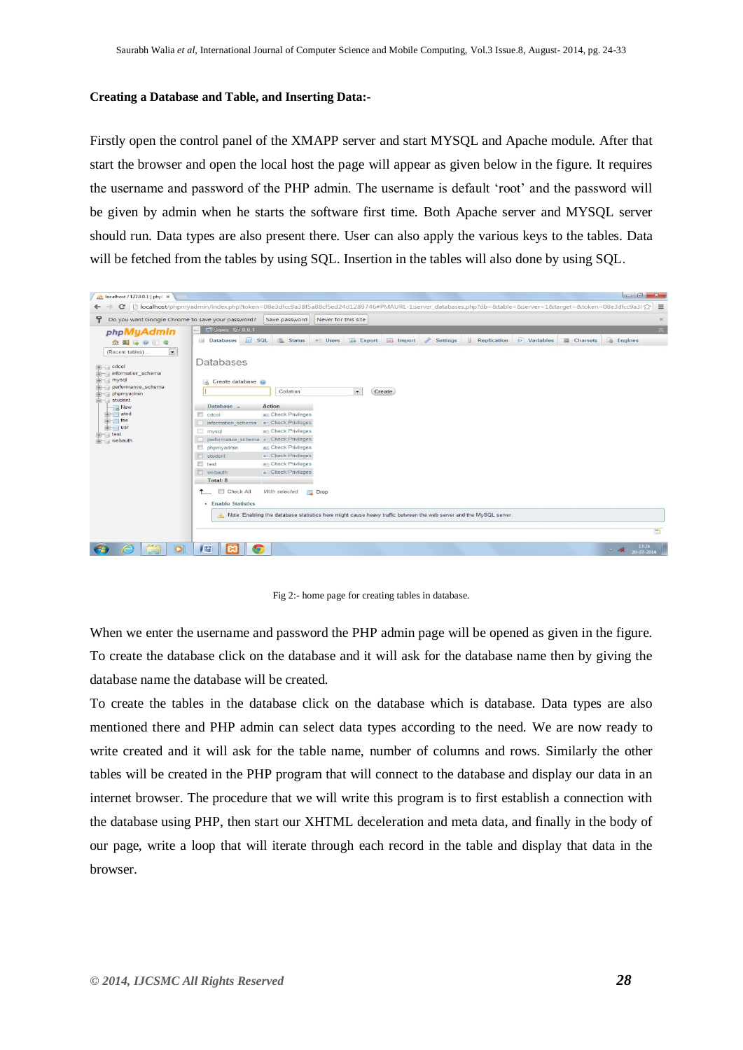**Creating a Database and Table, and Inserting Data:-**

Firstly open the control panel of the XMAPP server and start MYSQL and Apache module. After that start the browser and open the local host the page will appear as given below in the figure. It requires the username and password of the PHP admin. The username is default 'root' and the password will be given by admin when he starts the software first time. Both Apache server and MYSQL server should run. Data types are also present there. User can also apply the various keys to the tables. Data will be fetched from the tables by using SQL. Insertion in the tables will also done by using SQL.

Fig 2:- home page for creating tables in database.

When we enter the username and password the PHP admin page will be opened as given in the figure. To create the database click on the database and it will ask for the database name then by giving the database name the database will be created.

To create the tables in the database click on the database which is database. Data types are also mentioned there and PHP admin can select data types according to the need. We are now ready to write created and it will ask for the table name, number of columns and rows. Similarly the other tables will be created in the PHP program that will connect to the database and display our data in an internet browser. The procedure that we will write this program is to first establish a connection with the database using PHP, then start our XHTML deceleration and meta data, and finally in the body of our page, write a loop that will iterate through each record in the table and display that data in the browser.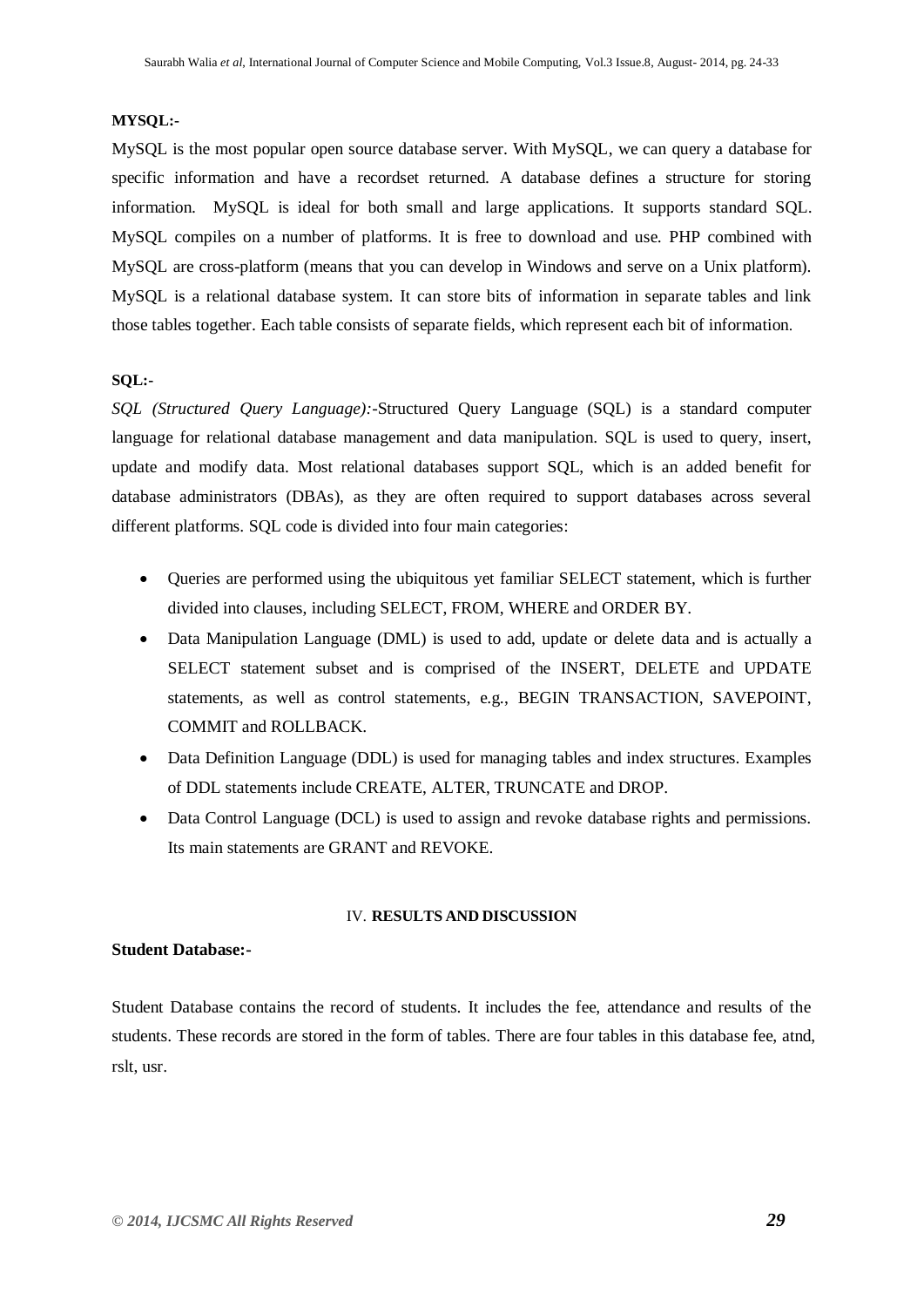**MYSQL:-**

MySQL is the most popular open source database server. With MySQL, we can query a database for specific information and have a recordset returned. A database defines a structure for storing information. MySQL is ideal for both small and large applications. It supports standard SQL. MySQL compiles on a number of platforms. It is free to download and use. PHP combined with MySQL are cross-platform (means that you can develop in Windows and serve on a Unix platform). MySQL is a relational database system. It can store bits of information in separate tables and link those tables together. Each table consists of separate fields, which represent each bit of information.

**SQL:-**

*SQL (Structured Query Language):-*Structured Query Language (SQL) is a standard computer language for relational database management and data manipulation. SQL is used to query, insert, update and modify data. Most relational databases support SQL, which is an added benefit for database administrators (DBAs), as they are often required to support databases across several different platforms. SQL code is divided into four main categories:

- Queries are performed using the ubiquitous yet familiar SELECT statement, which is further divided into clauses, including SELECT, FROM, WHERE and ORDER BY.
- Data Manipulation Language (DML) is used to add, update or delete data and is actually a SELECT statement subset and is comprised of the INSERT, DELETE and UPDATE statements, as well as control statements, e.g., BEGIN TRANSACTION, SAVEPOINT, COMMIT and ROLLBACK.
- Data Definition Language (DDL) is used for managing tables and index structures. Examples of DDL statements include CREATE, ALTER, TRUNCATE and DROP.
- Data Control Language (DCL) is used to assign and revoke database rights and permissions. Its main statements are GRANT and REVOKE.

## IV. RESULTS AND DISCUSSION

**Student Database:-**

Student Database contains the record of students. It includes the fee, attendance and results of the students. These records are stored in the form of tables. There are four tables in this database fee, atnd, rslt, usr.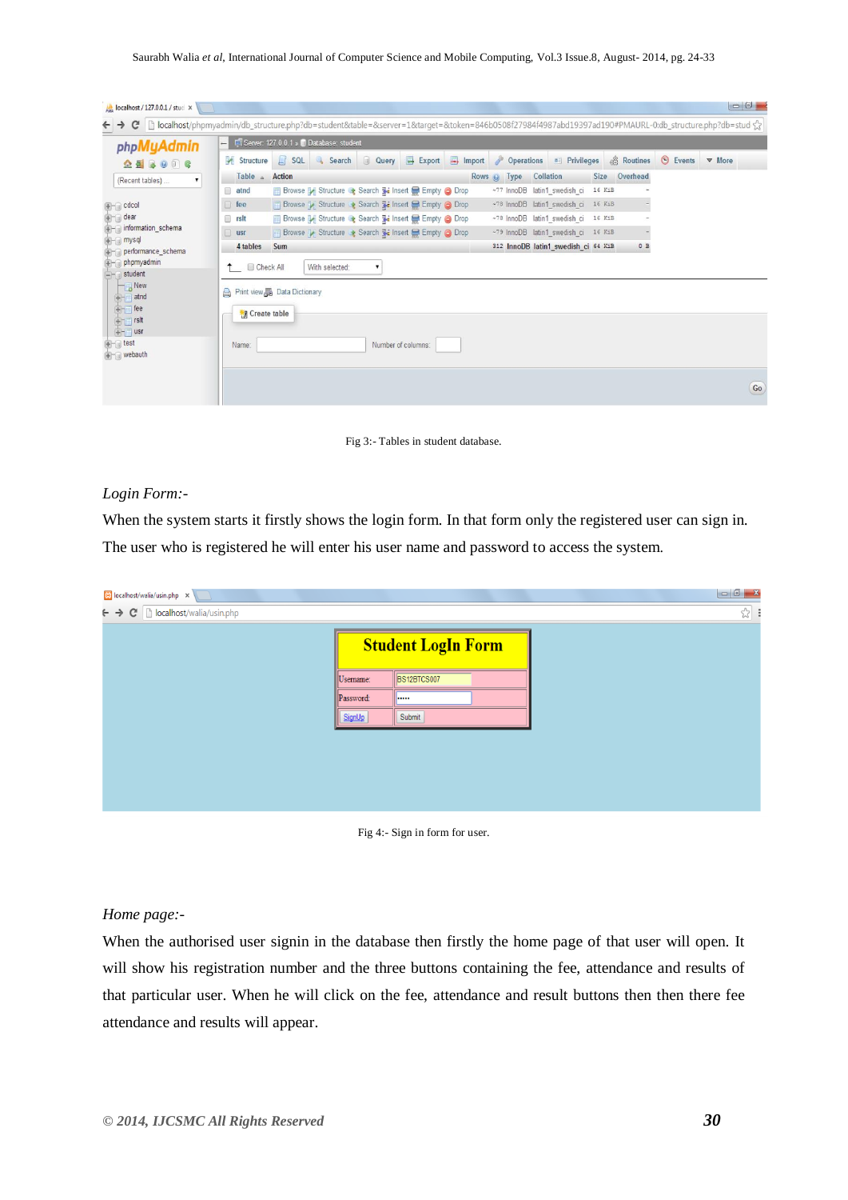Fig 3:- Tables in student database.

*Login Form:-*

When the system starts it firstly shows the login form. In that form only the registered user can sign in. The user who is registered he will enter his user name and password to access the system.

Fig 4:- Sign in form for user.

*Home page:-*

When the authorised user signin in the database then firstly the home page of that user will open. It will show his registration number and the three buttons containing the fee, attendance and results of that particular user. When he will click on the fee, attendance and result buttons then then there fee attendance and results will appear.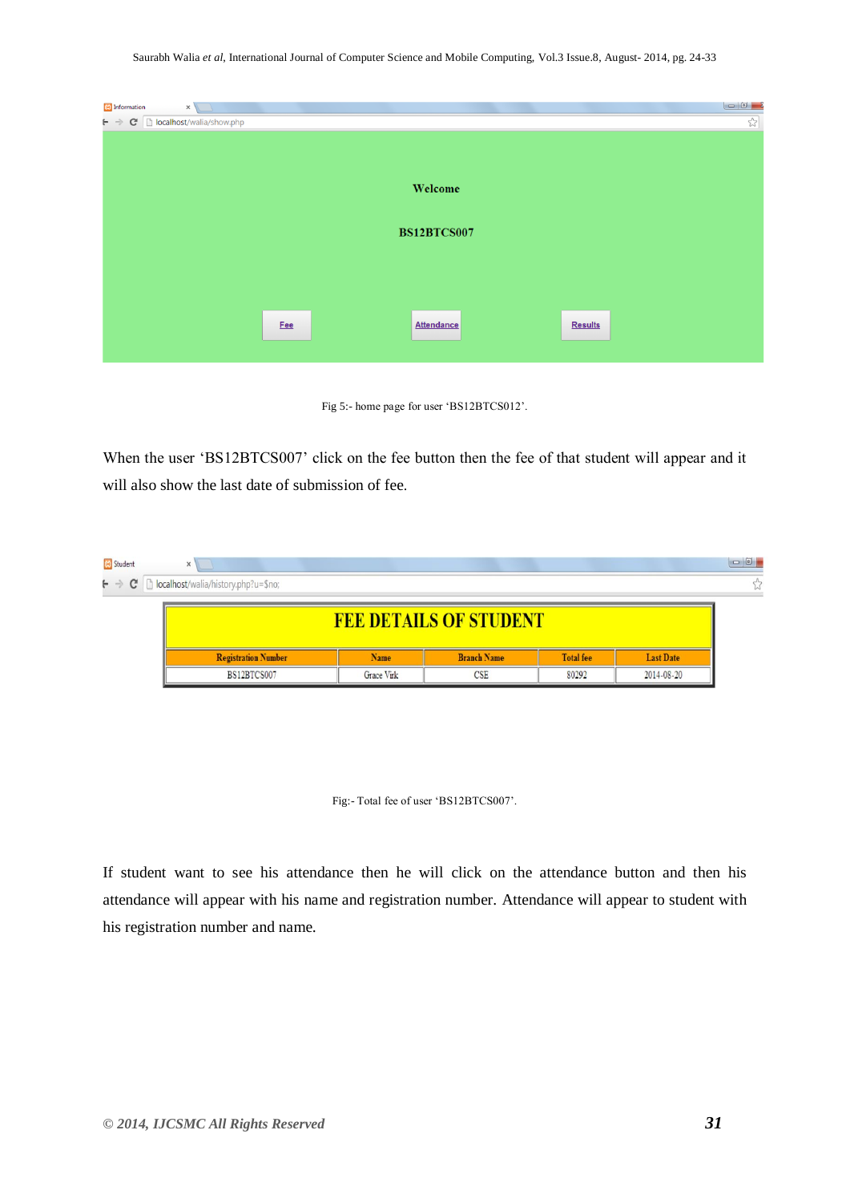Welcome

BS12BTCS007

Fee Attendance Results

Fig 5:- home page for user 'BS12BTCS012'.

When the user 'BS12BTCS007' click on the fee button then the fee of that student will appear and it will also show the last date of submission of fee.

| FEE DETAILS OF STUDENT | | | | |
|---|---|---|---|---|
| Registration Number | Name | Branch Name | Total fee | Last Date |
| BS12BTCS007 | Grace Virk | CSE | 80292 | 2014-08-20 |

Fig:- Total fee of user 'BS12BTCS007'.

If student want to see his attendance then he will click on the attendance button and then his attendance will appear with his name and registration number. Attendance will appear to student with his registration number and name.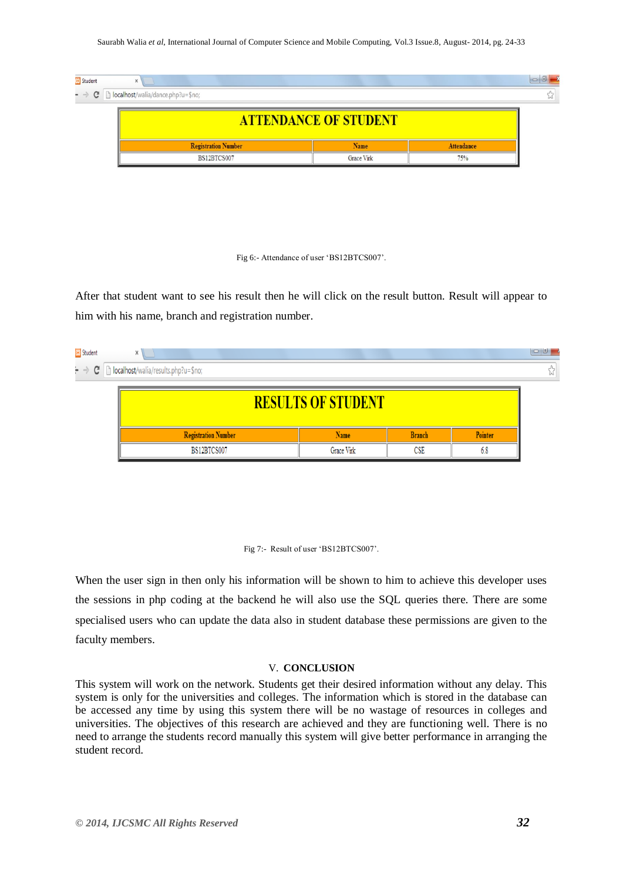| ATTENDANCE OF STUDENT | | |
|---|---|---|
| Registration Number | Name | Attendance |
| BS12BTCS007 | Grace Virk | 75% |

Fig 6:- Attendance of user 'BS12BTCS007'.

After that student want to see his result then he will click on the result button. Result will appear to him with his name, branch and registration number.

| RESULTS OF STUDENT | | | |
|---|---|---|---|
| Registration Number | Name | Branch | Pointer |
| BS12BTCS007 | Grace Virk | CSE | 6.8 |

Fig 7:- Result of user 'BS12BTCS007'.

When the user sign in then only his information will be shown to him to achieve this developer uses the sessions in php coding at the backend he will also use the SQL queries there. There are some specialised users who can update the data also in student database these permissions are given to the faculty members.

## V. CONCLUSION

This system will work on the network. Students get their desired information without any delay. This system is only for the universities and colleges. The information which is stored in the database can be accessed any time by using this system there will be no wastage of resources in colleges and universities. The objectives of this research are achieved and they are functioning well. There is no need to arrange the students record manually this system will give better performance in arranging the student record.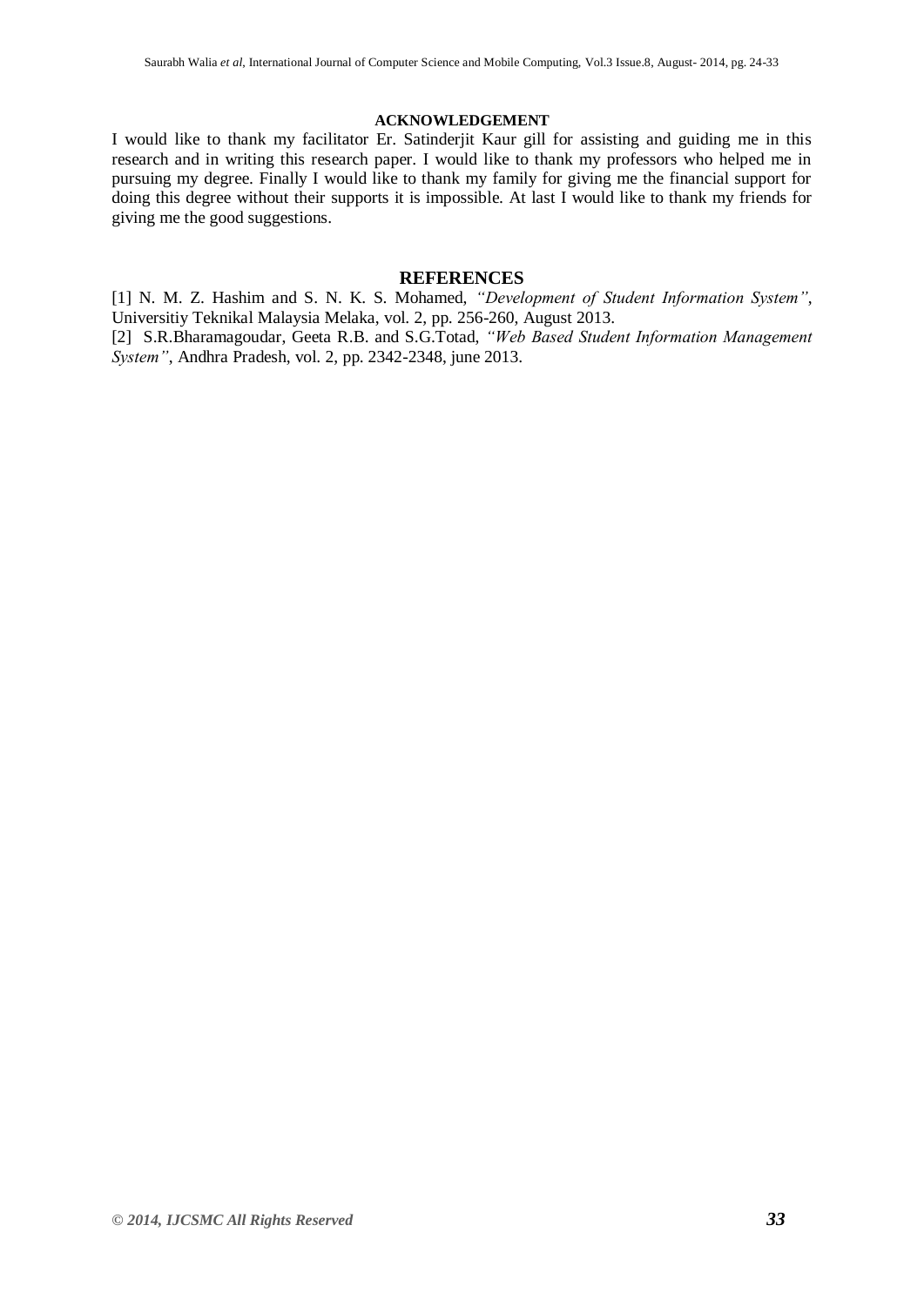### ACKNOWLEDGEMENT

I would like to thank my facilitator Er. Satinderjit Kaur gill for assisting and guiding me in this research and in writing this research paper. I would like to thank my professors who helped me in pursuing my degree. Finally I would like to thank my family for giving me the financial support for doing this degree without their supports it is impossible. At last I would like to thank my friends for giving me the good suggestions.

## REFERENCES

[1] N. M. Z. Hashim and S. N. K. S. Mohamed, *"Development of Student Information System"*, Universitiy Teknikal Malaysia Melaka, vol. 2, pp. 256-260, August 2013.

[2] S.R.Bharamagoudar, Geeta R.B. and S.G.Totad, *"Web Based Student Information Management System"*, Andhra Pradesh, vol. 2, pp. 2342-2348, june 2013.